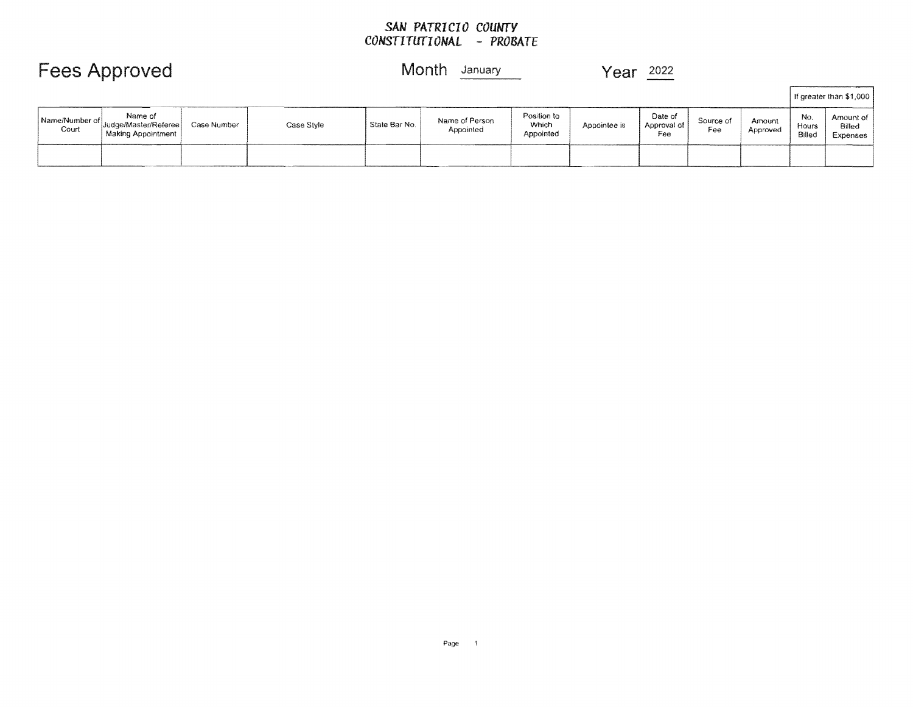SAN PATRICIO COUNTY
CONSTITUTIONAL - PROBATE

# Fees Approved

Month January

Year 2022

| Name/Number of Court | Name of Judge/Master/Referee Making Appointment | Case Number | Case Style | State Bar No. | Name of Person Appointed | Position to Which Appointed | Appointee is | Date of Approval of Fee | Source of Fee | Amount Approved | If greater than $1,000 | |
|---|---|---|---|---|---|---|---|---|---|---|---|---|
| | | | | | | | | | | | No. Hours Billed | Amount of Billed Expenses |
| | | | | | | | | | | | | |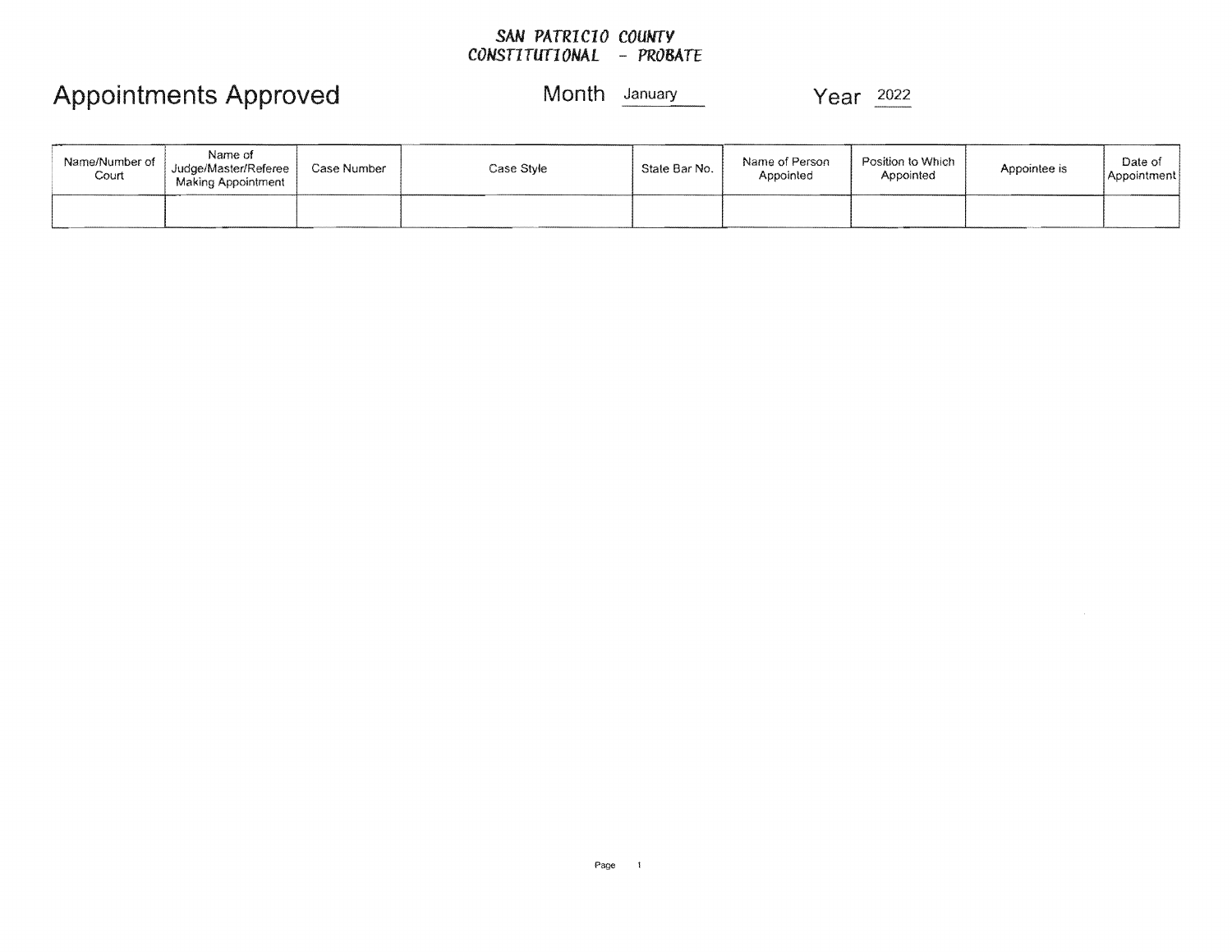**SAN PATRICIO COUNTY**
**CONSTITUTIONAL - PROBATE**

# Appointments Approved

Month January

Year 2022

| Name/Number of Court | Name of Judge/Master/Referee Making Appointment | Case Number | Case Style | State Bar No. | Name of Person Appointed | Position to Which Appointed | Appointee is | Date of Appointment |
|---|---|---|---|---|---|---|---|---|
| | | | | | | | | |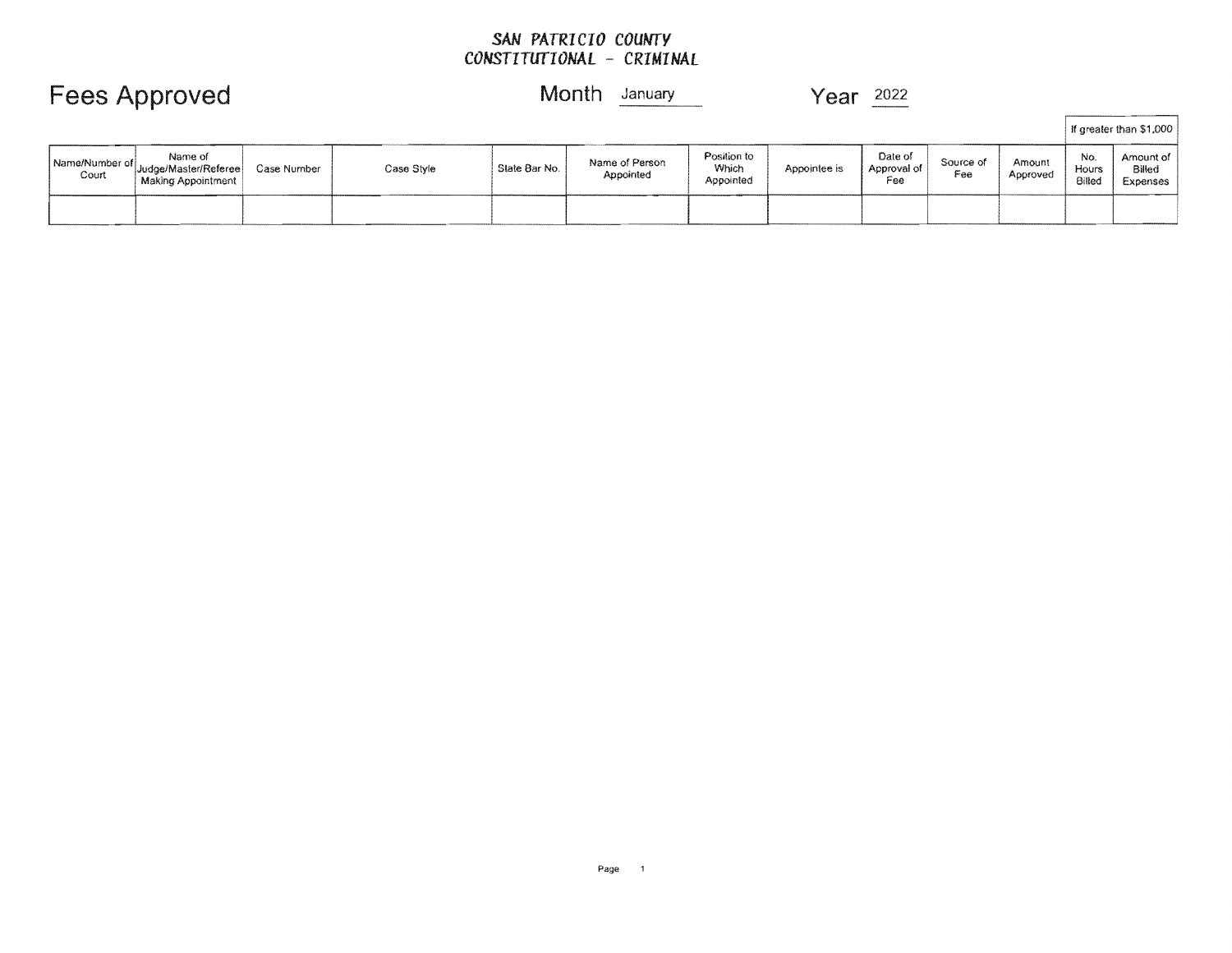**SAN PATRICIO COUNTY**
**CONSTITUTIONAL - CRIMINAL**

# Fees Approved

Month January

Year 2022

| Name/Number of Court | Name of Judge/Master/Referee Making Appointment | Case Number | Case Style | State Bar No. | Name of Person Appointed | Position to Which Appointed | Appointee is | Date of Approval of Fee | Source of Fee | Amount Approved | If greater than $1,000 | |
|---|---|---|---|---|---|---|---|---|---|---|---|---|
| | | | | | | | | | | | No. Hours Billed | Amount of Billed Expenses |
| | | | | | | | | | | | | |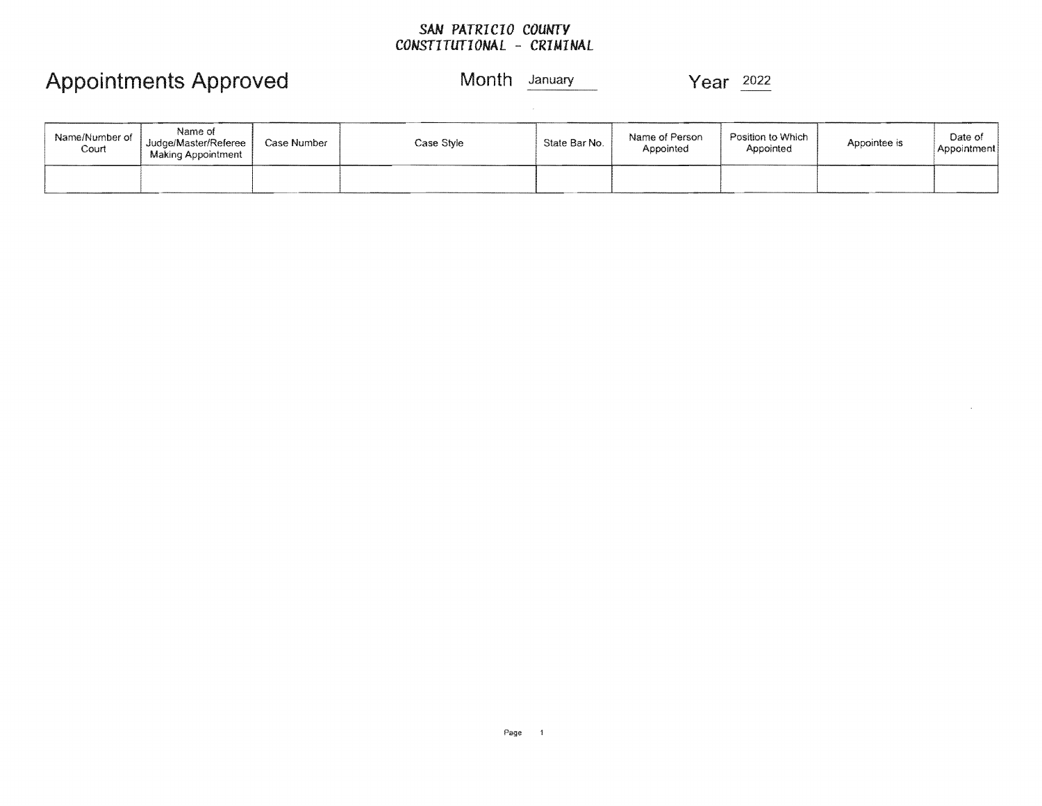SAN PATRICIO COUNTY
CONSTITUTIONAL - CRIMINAL

# Appointments Approved

Month January Year 2022

| Name/Number of Court | Name of Judge/Master/Referee Making Appointment | Case Number | Case Style | State Bar No. | Name of Person Appointed | Position to Which Appointed | Appointee is | Date of Appointment |
| --- | --- | --- | --- | --- | --- | --- | --- | --- |
| | | | | | | | | |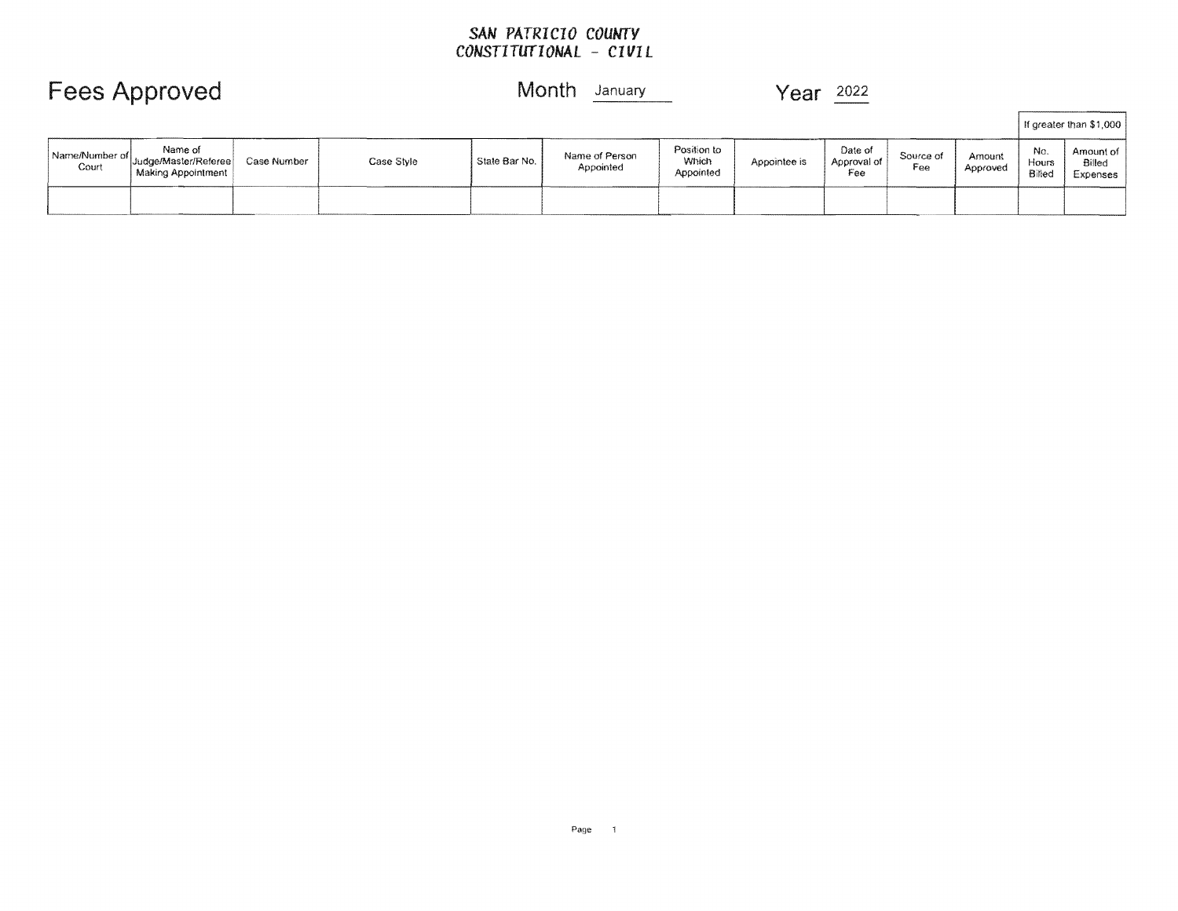**SAN PATRICIO COUNTY**
**CONSTITUTIONAL - CIVIL**

# Fees Approved

Month January

Year 2022

| Name/Number of Court | Name of Judge/Master/Referee Making Appointment | Case Number | Case Style | State Bar No. | Name of Person Appointed | Position to Which Appointed | Appointee is | Date of Approval of Fee | Source of Fee | Amount Approved | If greater than $1,000 | |
|---|---|---|---|---|---|---|---|---|---|---|---|---|
| | | | | | | | | | | | No. Hours Billed | Amount of Billed Expenses |
| | | | | | | | | | | | | |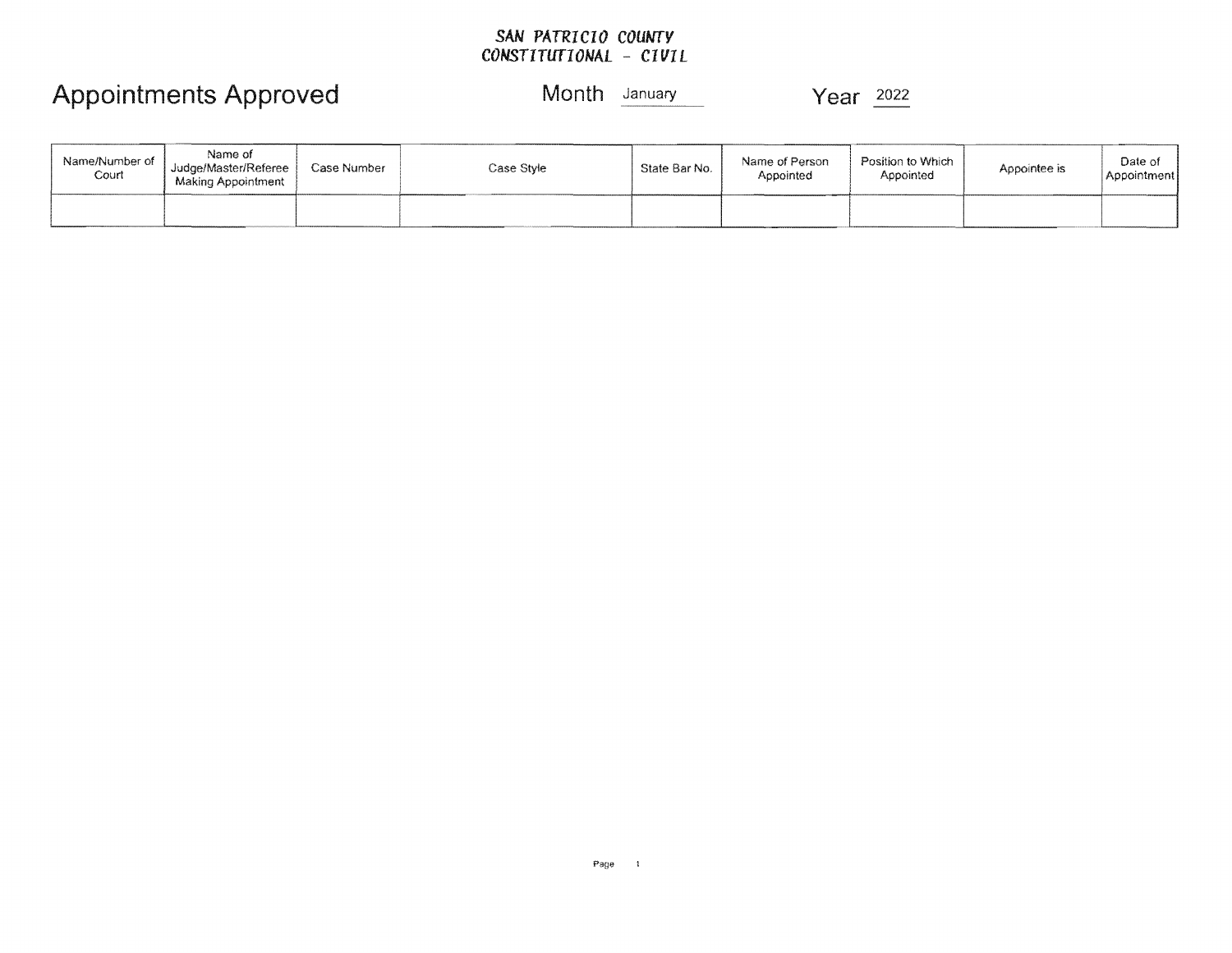SAN PATRICIO COUNTY
CONSTITUTIONAL - CIVIL

# Appointments Approved

Month January Year 2022

| Name/Number of Court | Name of Judge/Master/Referee Making Appointment | Case Number | Case Style | State Bar No. | Name of Person Appointed | Position to Which Appointed | Appointee is | Date of Appointment |
|---|---|---|---|---|---|---|---|---|
| | | | | | | | | |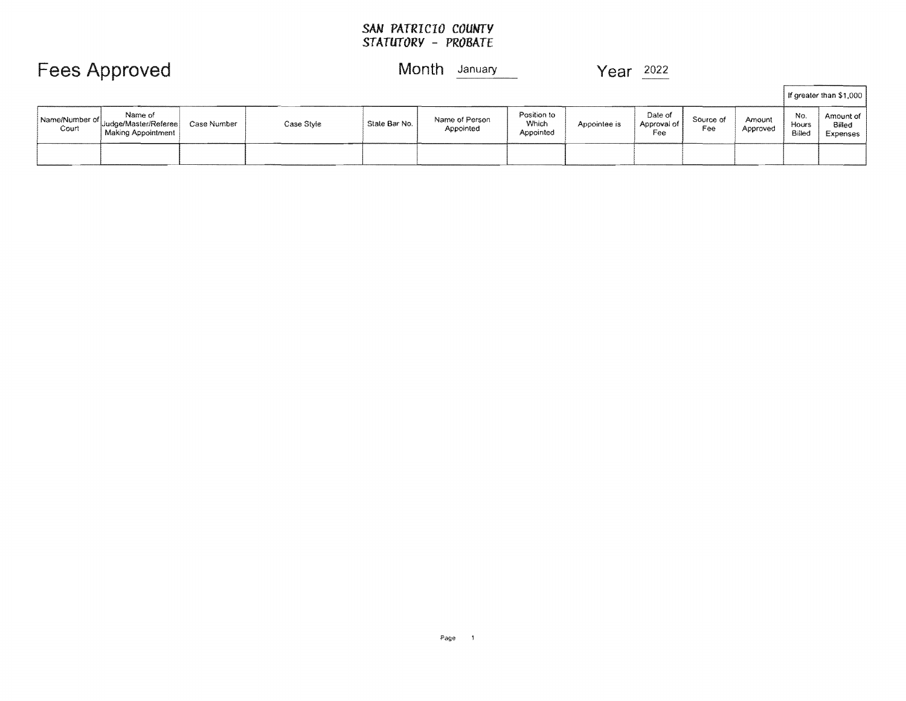**SAN PATRICIO COUNTY**
**STATUTORY - PROBATE**

# Fees Approved

Month January Year 2022

| Name/Number of Court | Name of Judge/Master/Referee Making Appointment | Case Number | Case Style | State Bar No. | Name of Person Appointed | Position to Which Appointed | Appointee is | Date of Approval of Fee | Source of Fee | Amount Approved | If greater than $1,000 No. Hours Billed | If greater than $1,000 Amount of Billed Expenses |
|---|---|---|---|---|---|---|---|---|---|---|---|---|
| | | | | | | | | | | | | |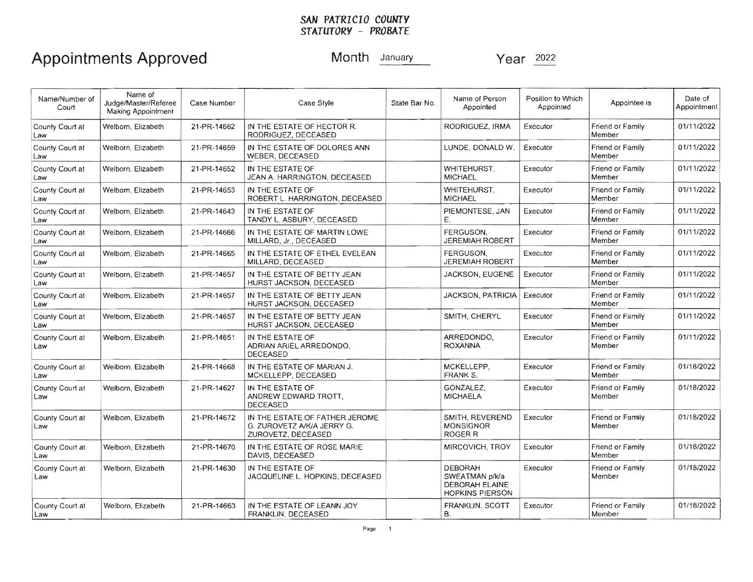**SAN PATRICIO COUNTY**
**STATUTORY - PROBATE**

# Appointments Approved

Month January Year 2022

| Name/Number of Court | Name of Judge/Master/Referee Making Appointment | Case Number | Case Style | State Bar No. | Name of Person Appointed | Position to Which Appointed | Appointee is | Date of Appointment |
|---|---|---|---|---|---|---|---|---|
| County Court at Law | Welborn, Elizabeth | 21-PR-14662 | IN THE ESTATE OF HECTOR R. RODRIGUEZ, DECEASED | | RODRIGUEZ, IRMA | Executor | Friend or Family Member | 01/11/2022 |
| County Court at Law | Welborn, Elizabeth | 21-PR-14659 | IN THE ESTATE OF DOLORES ANN WEBER, DECEASED | | LUNDE, DONALD W. | Executor | Friend or Family Member | 01/11/2022 |
| County Court at Law | Welborn, Elizabeth | 21-PR-14652 | IN THE ESTATE OF JEAN A. HARRINGTON, DECEASED | | WHITEHURST, MICHAEL | Executor | Friend or Family Member | 01/11/2022 |
| County Court at Law | Welborn, Elizabeth | 21-PR-14653 | IN THE ESTATE OF ROBERT L. HARRINGTON, DECEASED | | WHITEHURST, MICHAEL | Executor | Friend or Family Member | 01/11/2022 |
| County Court at Law | Welborn, Elizabeth | 21-PR-14643 | IN THE ESTATE OF TANDY L. ASBURY, DECEASED | | PIEMONTESE, JAN E. | Executor | Friend or Family Member | 01/11/2022 |
| County Court at Law | Welborn, Elizabeth | 21-PR-14666 | IN THE ESTATE OF MARTIN LOWE MILLARD, Jr., DECEASED | | FERGUSON, JEREMIAH ROBERT | Executor | Friend or Family Member | 01/11/2022 |
| County Court at Law | Welborn, Elizabeth | 21-PR-14665 | IN THE ESTATE OF ETHEL EVELEAN MILLARD, DECEASED | | FERGUSON, JEREMIAH ROBERT | Executor | Friend or Family Member | 01/11/2022 |
| County Court at Law | Welborn, Elizabeth | 21-PR-14657 | IN THE ESTATE OF BETTY JEAN HURST JACKSON, DECEASED | | JACKSON, EUGENE | Executor | Friend or Family Member | 01/11/2022 |
| County Court at Law | Welborn, Elizabeth | 21-PR-14657 | IN THE ESTATE OF BETTY JEAN HURST JACKSON, DECEASED | | JACKSON, PATRICIA | Executor | Friend or Family Member | 01/11/2022 |
| County Court at Law | Welborn, Elizabeth | 21-PR-14657 | IN THE ESTATE OF BETTY JEAN HURST JACKSON, DECEASED | | SMITH, CHERYL | Executor | Friend or Family Member | 01/11/2022 |
| County Court at Law | Welborn, Elizabeth | 21-PR-14651 | IN THE ESTATE OF ADRIAN ARIEL ARREDONDO, DECEASED | | ARREDONDO, ROXANNA | Executor | Friend or Family Member | 01/11/2022 |
| County Court at Law | Welborn, Elizabeth | 21-PR-14668 | IN THE ESTATE OF MARIAN J. MCKELLEPP, DECEASED | | MCKELLEPP, FRANK S. | Executor | Friend or Family Member | 01/18/2022 |
| County Court at Law | Welborn, Elizabeth | 21-PR-14627 | IN THE ESTATE OF ANDREW EDWARD TROTT, DECEASED | | GONZALEZ, MICHAELA | Executor | Friend or Family Member | 01/18/2022 |
| County Court at Law | Welborn, Elizabeth | 21-PR-14672 | IN THE ESTATE OF FATHER JEROME G. ZUROVETZ A/K/A JERRY G. ZUROVETZ, DECEASED | | SMITH, REVEREND MONSIGNOR ROGER R | Executor | Friend or Family Member | 01/18/2022 |
| County Court at Law | Welborn, Elizabeth | 21-PR-14670 | IN THE ESTATE OF ROSE MARIE DAVIS, DECEASED | | MIRCOVICH, TROY | Executor | Friend or Family Member | 01/18/2022 |
| County Court at Law | Welborn, Elizabeth | 21-PR-14630 | IN THE ESTATE OF JACQUELINE L. HOPKINS, DECEASED | | DEBORAH SWEATMAN p/k/a DEBORAH ELAINE HOPKINS PIERSON | Executor | Friend or Family Member | 01/18/2022 |
| County Court at Law | Welborn, Elizabeth | 21-PR-14663 | IN THE ESTATE OF LEANN JOY FRANKLIN, DECEASED | | FRANKLIN, SCOTT B. | Executor | Friend or Family Member | 01/18/2022 |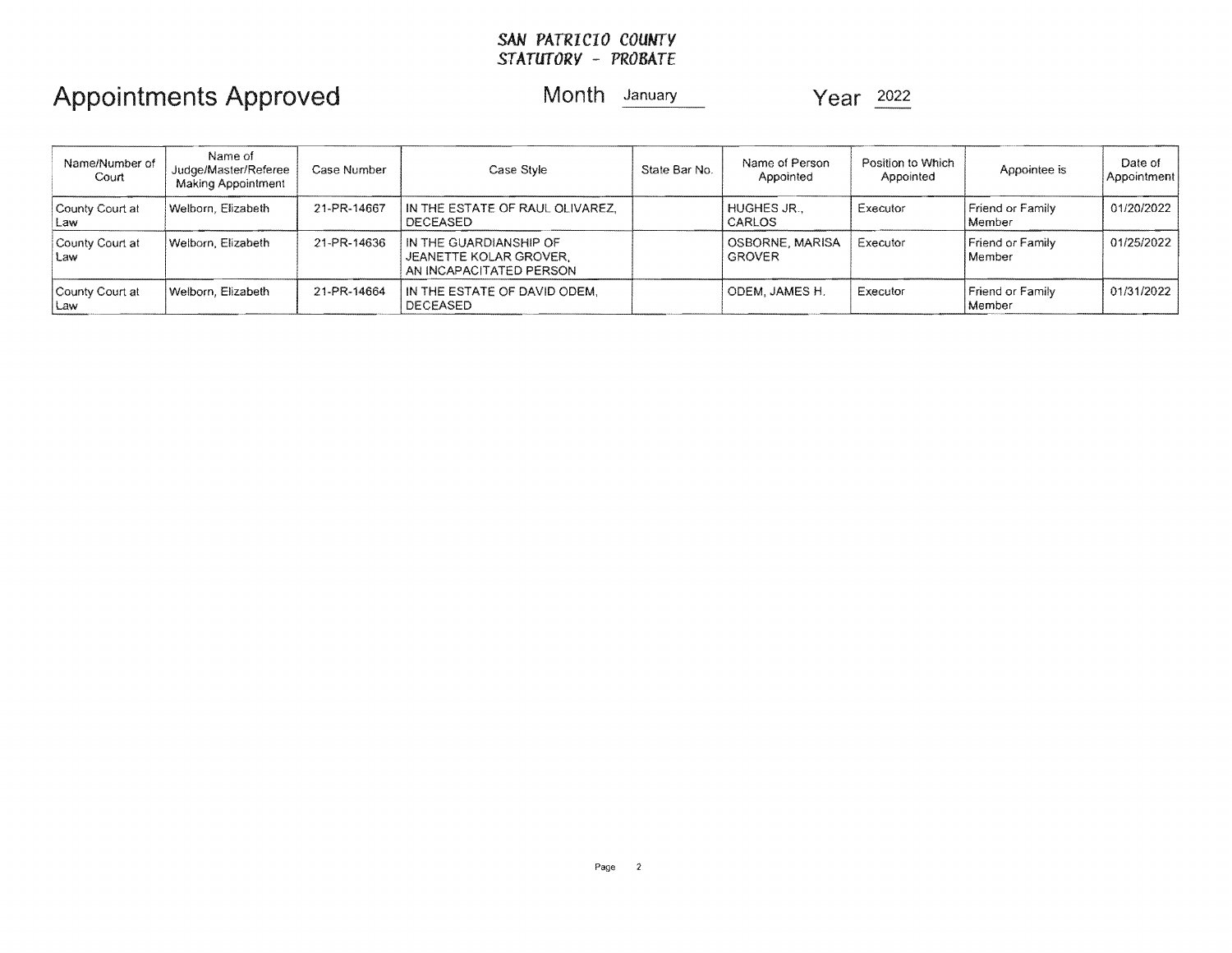SAN PATRICIO COUNTY
STATUTORY - PROBATE

# Appointments Approved

Month January

Year 2022

| Name/Number of Court | Name of Judge/Master/Referee Making Appointment | Case Number | Case Style | State Bar No. | Name of Person Appointed | Position to Which Appointed | Appointee is | Date of Appointment |
|---|---|---|---|---|---|---|---|---|
| County Court at Law | Welborn, Elizabeth | 21-PR-14667 | IN THE ESTATE OF RAUL OLIVAREZ, DECEASED | | HUGHES JR., CARLOS | Executor | Friend or Family Member | 01/20/2022 |
| County Court at Law | Welborn, Elizabeth | 21-PR-14636 | IN THE GUARDIANSHIP OF JEANETTE KOLAR GROVER, AN INCAPACITATED PERSON | | OSBORNE, MARISA GROVER | Executor | Friend or Family Member | 01/25/2022 |
| County Court at Law | Welborn, Elizabeth | 21-PR-14664 | IN THE ESTATE OF DAVID ODEM, DECEASED | | ODEM, JAMES H. | Executor | Friend or Family Member | 01/31/2022 |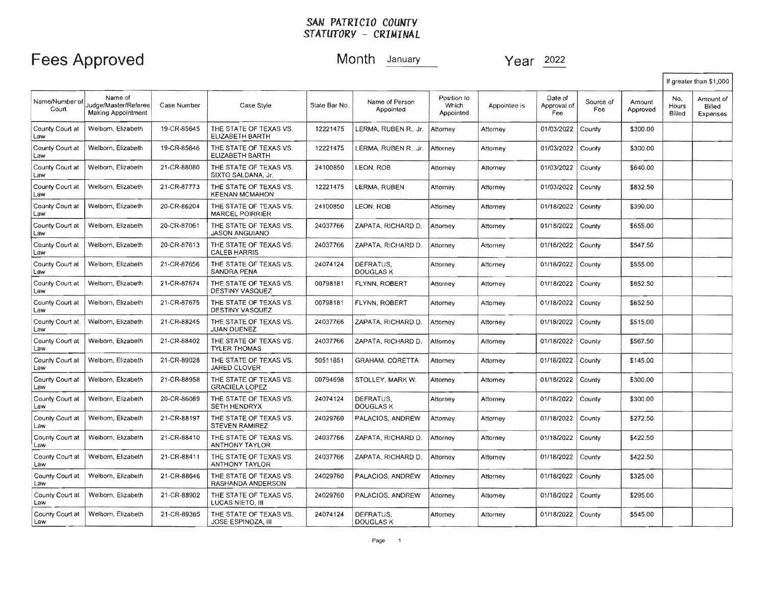# SAN PATRICIO COUNTY
## STATUTORY - CRIMINAL

# Fees Approved

Month January

Year 2022

| | | | | | | | | | | | If greater than $1,000 | |
|---|---|---|---|---|---|---|---|---|---|---|---|---|
| Name/Number of Court | Name of Judge/Master/Referee Making Appointment | Case Number | Case Style | State Bar No. | Name of Person Appointed | Position to Which Appointed | Appointee is | Date of Approval of Fee | Source of Fee | Amount Approved | No. Hours Billed | Amount of Billed Expenses |
| County Court at Law | Welborn, Elizabeth | 19-CR-85645 | THE STATE OF TEXAS VS. ELIZABETH BARTH | 12221475 | LERMA, RUBEN R., Jr. | Attorney | Attorney | 01/03/2022 | County | $300.00 | | |
| County Court at Law | Welborn, Elizabeth | 19-CR-85646 | THE STATE OF TEXAS VS. ELIZABETH BARTH | 12221475 | LERMA, RUBEN R., Jr. | Attorney | Attorney | 01/03/2022 | County | $300.00 | | |
| County Court at Law | Welborn, Elizabeth | 21-CR-88080 | THE STATE OF TEXAS VS. SIXTO SALDANA, Jr. | 24100850 | LEON, ROB | Attorney | Attorney | 01/03/2022 | County | $640.00 | | |
| County Court at Law | Welborn, Elizabeth | 21-CR-87773 | THE STATE OF TEXAS VS. KEENAN MCMAHON | 12221475 | LERMA, RUBEN | Attorney | Attorney | 01/03/2022 | County | $832.50 | | |
| County Court at Law | Welborn, Elizabeth | 20-CR-86204 | THE STATE OF TEXAS VS. MARCEL POIRRIER | 24100850 | LEON, ROB | Attorney | Attorney | 01/18/2022 | County | $390.00 | | |
| County Court at Law | Welborn, Elizabeth | 20-CR-87061 | THE STATE OF TEXAS VS. JASON ANGUIANO | 24037766 | ZAPATA, RICHARD D. | Attorney | Attorney | 01/18/2022 | County | $655.00 | | |
| County Court at Law | Welborn, Elizabeth | 20-CR-87613 | THE STATE OF TEXAS VS. CALEB HARRIS | 24037766 | ZAPATA, RICHARD D. | Attorney | Attorney | 01/18/2022 | County | $547.50 | | |
| County Court at Law | Welborn, Elizabeth | 21-CR-87656 | THE STATE OF TEXAS VS. SANDRA PENA | 24074124 | DEFRATUS, DOUGLAS K | Attorney | Attorney | 01/18/2022 | County | $555.00 | | |
| County Court at Law | Welborn, Elizabeth | 21-CR-87674 | THE STATE OF TEXAS VS. DESTINY VASQUEZ | 00798181 | FLYNN, ROBERT | Attorney | Attorney | 01/18/2022 | County | $652.50 | | |
| County Court at Law | Welborn, Elizabeth | 21-CR-87675 | THE STATE OF TEXAS VS. DESTINY VASQUEZ | 00798181 | FLYNN, ROBERT | Attorney | Attorney | 01/18/2022 | County | $652.50 | | |
| County Court at Law | Welborn, Elizabeth | 21-CR-88245 | THE STATE OF TEXAS VS. JUAN DUENEZ | 24037766 | ZAPATA, RICHARD D. | Attorney | Attorney | 01/18/2022 | County | $515.00 | | |
| County Court at Law | Welborn, Elizabeth | 21-CR-88402 | THE STATE OF TEXAS VS. TYLER THOMAS | 24037766 | ZAPATA, RICHARD D. | Attorney | Attorney | 01/18/2022 | County | $567.50 | | |
| County Court at Law | Welborn, Elizabeth | 21-CR-89028 | THE STATE OF TEXAS VS. JARED CLOVER | 50511851 | GRAHAM, CORETTA | Attorney | Attorney | 01/18/2022 | County | $145.00 | | |
| County Court at Law | Welborn, Elizabeth | 21-CR-88958 | THE STATE OF TEXAS VS. GRACIELA LOPEZ | 00794698 | STOLLEY, MARK W. | Attorney | Attorney | 01/18/2022 | County | $300.00 | | |
| County Court at Law | Welborn, Elizabeth | 20-CR-86089 | THE STATE OF TEXAS VS. SETH HENDRYX | 24074124 | DEFRATUS, DOUGLAS K | Attorney | Attorney | 01/18/2022 | County | $300.00 | | |
| County Court at Law | Welborn, Elizabeth | 21-CR-88197 | THE STATE OF TEXAS VS. STEVEN RAMIREZ | 24029760 | PALACIOS, ANDREW | Attorney | Attorney | 01/18/2022 | County | $272.50 | | |
| County Court at Law | Welborn, Elizabeth | 21-CR-88410 | THE STATE OF TEXAS VS. ANTHONY TAYLOR | 24037766 | ZAPATA, RICHARD D. | Attorney | Attorney | 01/18/2022 | County | $422.50 | | |
| County Court at Law | Welborn, Elizabeth | 21-CR-88411 | THE STATE OF TEXAS VS. ANTHONY TAYLOR | 24037766 | ZAPATA, RICHARD D. | Attorney | Attorney | 01/18/2022 | County | $422.50 | | |
| County Court at Law | Welborn, Elizabeth | 21-CR-88646 | THE STATE OF TEXAS VS. RASHANDA ANDERSON | 24029760 | PALACIOS, ANDREW | Attorney | Attorney | 01/18/2022 | County | $325.00 | | |
| County Court at Law | Welborn, Elizabeth | 21-CR-88902 | THE STATE OF TEXAS VS. LUCAS NIETO, III | 24029760 | PALACIOS, ANDREW | Attorney | Attorney | 01/18/2022 | County | $295.00 | | |
| County Court at Law | Welborn, Elizabeth | 21-CR-89365 | THE STATE OF TEXAS VS. JOSE ESPINOZA, III | 24074124 | DEFRATUS, DOUGLAS K | Attorney | Attorney | 01/18/2022 | County | $545.00 | | |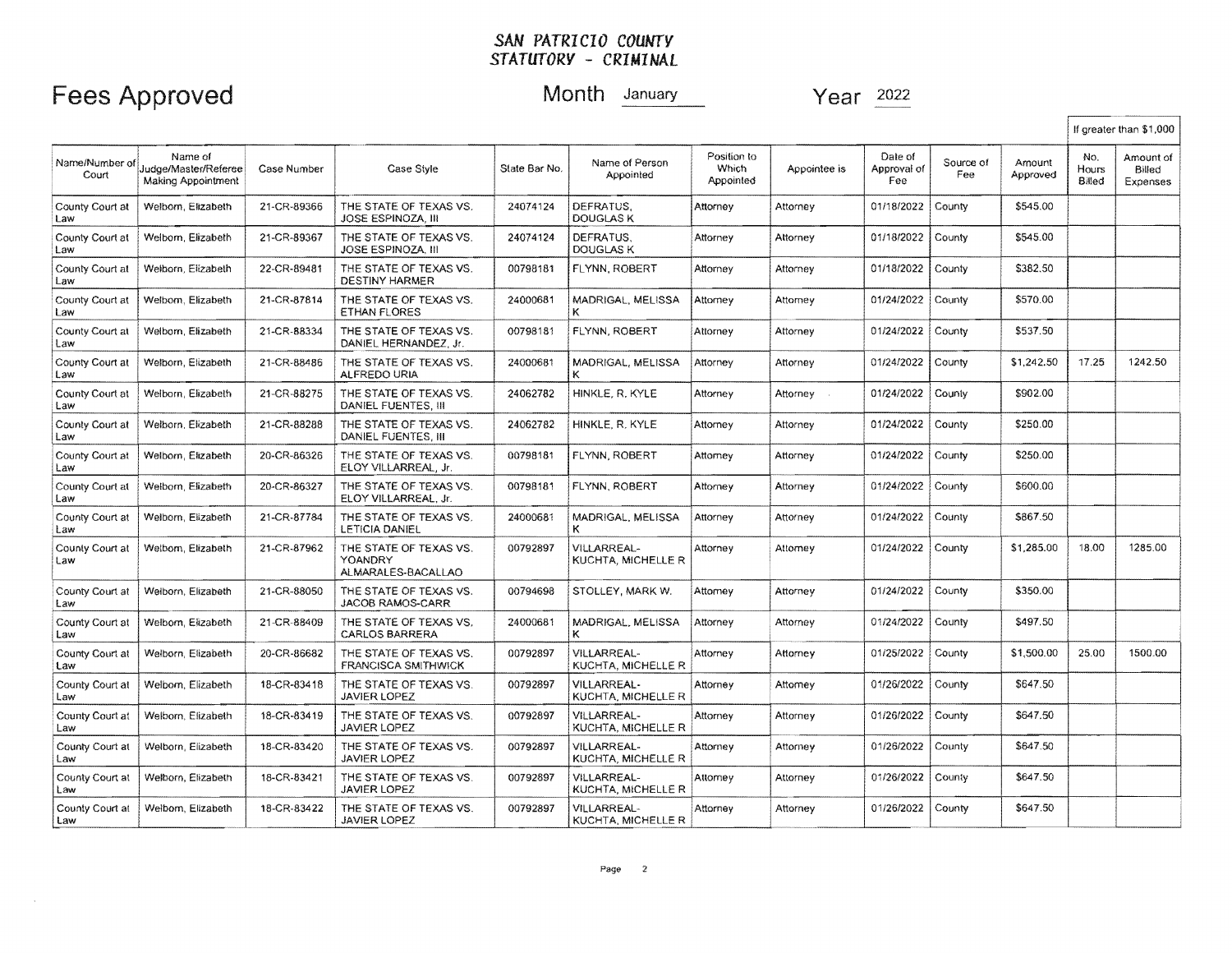# SAN PATRICIO COUNTY
## STATUTORY - CRIMINAL

# Fees Approved

Month January Year 2022

| Name/Number of Court | Name of Judge/Master/Referee Making Appointment | Case Number | Case Style | State Bar No. | Name of Person Appointed | Position to Which Appointed | Appointee is | Date of Approval of Fee | Source of Fee | Amount Approved | If greater than $1,000 No. Hours Billed | If greater than $1,000 Amount of Billed Expenses |
|---|---|---|---|---|---|---|---|---|---|---|---|---|
| County Court at Law | Welborn, Elizabeth | 21-CR-89366 | THE STATE OF TEXAS VS. JOSE ESPINOZA, III | 24074124 | DEFRATUS, DOUGLAS K | Attorney | Attorney | 01/18/2022 | County | $545.00 | | |
| County Court at Law | Welborn, Elizabeth | 21-CR-89367 | THE STATE OF TEXAS VS. JOSE ESPINOZA, III | 24074124 | DEFRATUS, DOUGLAS K | Attorney | Attorney | 01/18/2022 | County | $545.00 | | |
| County Court at Law | Welborn, Elizabeth | 22-CR-89481 | THE STATE OF TEXAS VS. DESTINY HARMER | 00798181 | FLYNN, ROBERT | Attorney | Attorney | 01/18/2022 | County | $382.50 | | |
| County Court at Law | Welborn, Elizabeth | 21-CR-87814 | THE STATE OF TEXAS VS. ETHAN FLORES | 24000681 | MADRIGAL, MELISSA K | Attorney | Attorney | 01/24/2022 | County | $570.00 | | |
| County Court at Law | Welborn, Elizabeth | 21-CR-88334 | THE STATE OF TEXAS VS. DANIEL HERNANDEZ, Jr. | 00798181 | FLYNN, ROBERT | Attorney | Attorney | 01/24/2022 | County | $537.50 | | |
| County Court at Law | Welborn, Elizabeth | 21-CR-88486 | THE STATE OF TEXAS VS. ALFREDO URIA | 24000681 | MADRIGAL, MELISSA K | Attorney | Attorney | 01/24/2022 | County | $1,242.50 | 17.25 | 1242.50 |
| County Court at Law | Welborn, Elizabeth | 21-CR-88275 | THE STATE OF TEXAS VS. DANIEL FUENTES, III | 24062782 | HINKLE, R. KYLE | Attorney | Attorney | 01/24/2022 | County | $902.00 | | |
| County Court at Law | Welborn, Elizabeth | 21-CR-88288 | THE STATE OF TEXAS VS. DANIEL FUENTES, III | 24062782 | HINKLE, R. KYLE | Attorney | Attorney | 01/24/2022 | County | $250.00 | | |
| County Court at Law | Welborn, Elizabeth | 20-CR-86326 | THE STATE OF TEXAS VS. ELOY VILLARREAL, Jr. | 00798181 | FLYNN, ROBERT | Attorney | Attorney | 01/24/2022 | County | $250.00 | | |
| County Court at Law | Welborn, Elizabeth | 20-CR-86327 | THE STATE OF TEXAS VS. ELOY VILLARREAL, Jr. | 00798181 | FLYNN, ROBERT | Attorney | Attorney | 01/24/2022 | County | $600.00 | | |
| County Court at Law | Welborn, Elizabeth | 21-CR-87784 | THE STATE OF TEXAS VS. LETICIA DANIEL | 24000681 | MADRIGAL, MELISSA K | Attorney | Attorney | 01/24/2022 | County | $867.50 | | |
| County Court at Law | Welborn, Elizabeth | 21-CR-87962 | THE STATE OF TEXAS VS. YOANDRY ALMARALES-BACALLAO | 00792897 | VILLARREAL-KUCHTA, MICHELLE R | Attorney | Attorney | 01/24/2022 | County | $1,285.00 | 18.00 | 1285.00 |
| County Court at Law | Welborn, Elizabeth | 21-CR-88050 | THE STATE OF TEXAS VS. JACOB RAMOS-CARR | 00794698 | STOLLEY, MARK W. | Attorney | Attorney | 01/24/2022 | County | $350.00 | | |
| County Court at Law | Welborn, Elizabeth | 21-CR-88409 | THE STATE OF TEXAS VS. CARLOS BARRERA | 24000681 | MADRIGAL, MELISSA K | Attorney | Attorney | 01/24/2022 | County | $497.50 | | |
| County Court at Law | Welborn, Elizabeth | 20-CR-86682 | THE STATE OF TEXAS VS. FRANCISCA SMITHWICK | 00792897 | VILLARREAL-KUCHTA, MICHELLE R | Attorney | Attorney | 01/25/2022 | County | $1,500.00 | 25.00 | 1500.00 |
| County Court at Law | Welborn, Elizabeth | 18-CR-83418 | THE STATE OF TEXAS VS. JAVIER LOPEZ | 00792897 | VILLARREAL-KUCHTA, MICHELLE R | Attorney | Attorney | 01/26/2022 | County | $647.50 | | |
| County Court at Law | Welborn, Elizabeth | 18-CR-83419 | THE STATE OF TEXAS VS. JAVIER LOPEZ | 00792897 | VILLARREAL-KUCHTA, MICHELLE R | Attorney | Attorney | 01/26/2022 | County | $647.50 | | |
| County Court at Law | Welborn, Elizabeth | 18-CR-83420 | THE STATE OF TEXAS VS. JAVIER LOPEZ | 00792897 | VILLARREAL-KUCHTA, MICHELLE R | Attorney | Attorney | 01/26/2022 | County | $647.50 | | |
| County Court at Law | Welborn, Elizabeth | 18-CR-83421 | THE STATE OF TEXAS VS. JAVIER LOPEZ | 00792897 | VILLARREAL-KUCHTA, MICHELLE R | Attorney | Attorney | 01/26/2022 | County | $647.50 | | |
| County Court at Law | Welborn, Elizabeth | 18-CR-83422 | THE STATE OF TEXAS VS. JAVIER LOPEZ | 00792897 | VILLARREAL-KUCHTA, MICHELLE R | Attorney | Attorney | 01/26/2022 | County | $647.50 | | |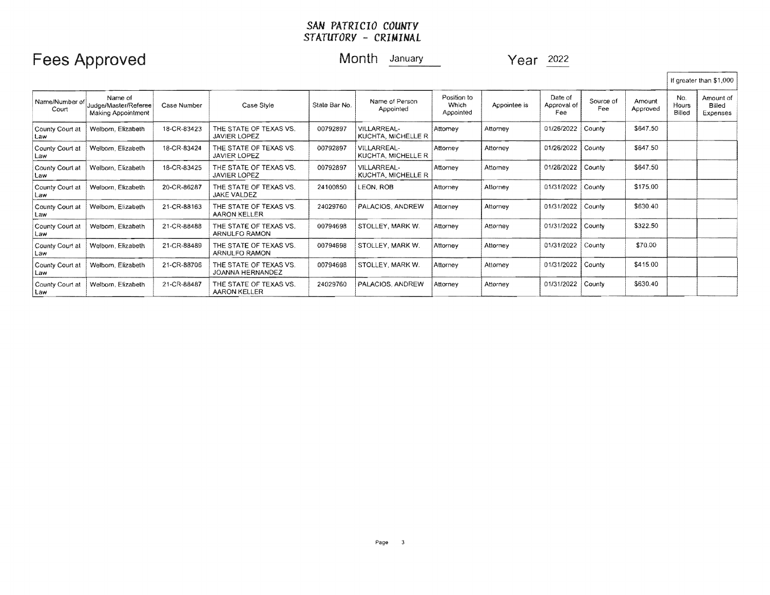# SAN PATRICIO COUNTY
## STATUTORY - CRIMINAL

**Fees Approved** Month January Year 2022

| Name/Number of Court | Name of Judge/Master/Referee Making Appointment | Case Number | Case Style | State Bar No. | Name of Person Appointed | Position to Which Appointed | Appointee is | Date of Approval of Fee | Source of Fee | Amount Approved | If greater than $1,000 | |
|---|---|---|---|---|---|---|---|---|---|---|---|---|
| | | | | | | | | | | | No. Hours Billed | Amount of Billed Expenses |
| County Court at Law | Welborn, Elizabeth | 18-CR-83423 | THE STATE OF TEXAS VS. JAVIER LOPEZ | 00792897 | VILLARREAL-KUCHTA, MICHELLE R | Attorney | Attorney | 01/26/2022 | County | $647.50 | | |
| County Court at Law | Welborn, Elizabeth | 18-CR-83424 | THE STATE OF TEXAS VS. JAVIER LOPEZ | 00792897 | VILLARREAL-KUCHTA, MICHELLE R | Attorney | Attorney | 01/26/2022 | County | $647.50 | | |
| County Court at Law | Welborn, Elizabeth | 18-CR-83425 | THE STATE OF TEXAS VS. JAVIER LOPEZ | 00792897 | VILLARREAL-KUCHTA, MICHELLE R | Attorney | Attorney | 01/26/2022 | County | $647.50 | | |
| County Court at Law | Welborn, Elizabeth | 20-CR-86287 | THE STATE OF TEXAS VS. JAKE VALDEZ | 24100850 | LEON, ROB | Attorney | Attorney | 01/31/2022 | County | $175.00 | | |
| County Court at Law | Welborn, Elizabeth | 21-CR-88163 | THE STATE OF TEXAS VS. AARON KELLER | 24029760 | PALACIOS, ANDREW | Attorney | Attorney | 01/31/2022 | County | $630.40 | | |
| County Court at Law | Welborn, Elizabeth | 21-CR-88488 | THE STATE OF TEXAS VS. ARNULFO RAMON | 00794698 | STOLLEY, MARK W. | Attorney | Attorney | 01/31/2022 | County | $322.50 | | |
| County Court at Law | Welborn, Elizabeth | 21-CR-88489 | THE STATE OF TEXAS VS. ARNULFO RAMON | 00794698 | STOLLEY, MARK W. | Attorney | Attorney | 01/31/2022 | County | $70.00 | | |
| County Court at Law | Welborn, Elizabeth | 21-CR-88706 | THE STATE OF TEXAS VS. JOANNA HERNANDEZ | 00794698 | STOLLEY, MARK W. | Attorney | Attorney | 01/31/2022 | County | $415.00 | | |
| County Court at Law | Welborn, Elizabeth | 21-CR-88487 | THE STATE OF TEXAS VS. AARON KELLER | 24029760 | PALACIOS, ANDREW | Attorney | Attorney | 01/31/2022 | County | $630.40 | | |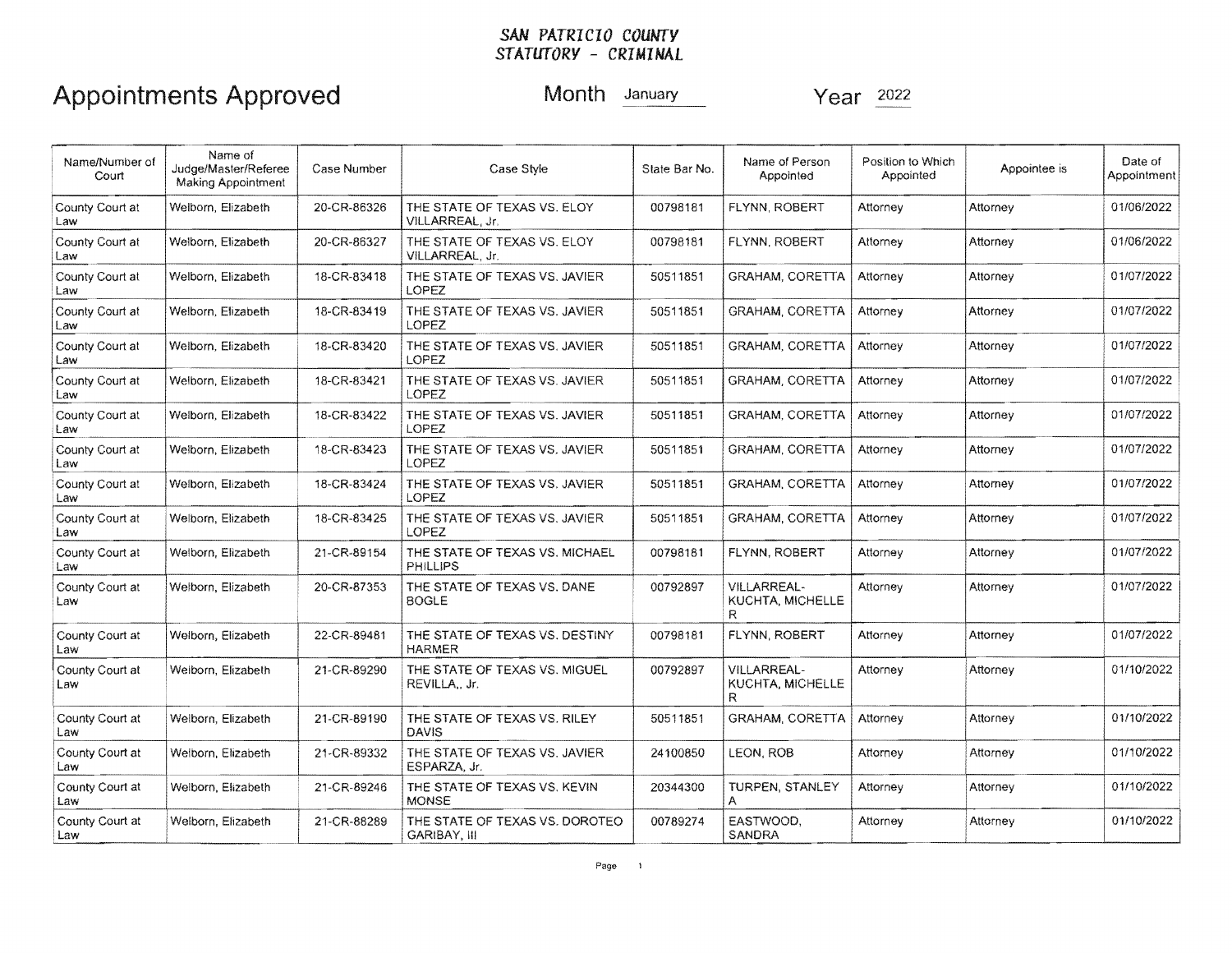# SAN PATRICIO COUNTY
# STATUTORY - CRIMINAL

## Appointments Approved

Month January    Year 2022

| Name/Number of Court | Name of Judge/Master/Referee Making Appointment | Case Number | Case Style | State Bar No. | Name of Person Appointed | Position to Which Appointed | Appointee is | Date of Appointment |
|---|---|---|---|---|---|---|---|---|
| County Court at Law | Welborn, Elizabeth | 20-CR-86326 | THE STATE OF TEXAS VS. ELOY VILLARREAL, Jr. | 00798181 | FLYNN, ROBERT | Attorney | Attorney | 01/06/2022 |
| County Court at Law | Welborn, Elizabeth | 20-CR-86327 | THE STATE OF TEXAS VS. ELOY VILLARREAL, Jr. | 00798181 | FLYNN, ROBERT | Attorney | Attorney | 01/06/2022 |
| County Court at Law | Welborn, Elizabeth | 18-CR-83418 | THE STATE OF TEXAS VS. JAVIER LOPEZ | 50511851 | GRAHAM, CORETTA | Attorney | Attorney | 01/07/2022 |
| County Court at Law | Welborn, Elizabeth | 18-CR-83419 | THE STATE OF TEXAS VS. JAVIER LOPEZ | 50511851 | GRAHAM, CORETTA | Attorney | Attorney | 01/07/2022 |
| County Court at Law | Welborn, Elizabeth | 18-CR-83420 | THE STATE OF TEXAS VS. JAVIER LOPEZ | 50511851 | GRAHAM, CORETTA | Attorney | Attorney | 01/07/2022 |
| County Court at Law | Welborn, Elizabeth | 18-CR-83421 | THE STATE OF TEXAS VS. JAVIER LOPEZ | 50511851 | GRAHAM, CORETTA | Attorney | Attorney | 01/07/2022 |
| County Court at Law | Welborn, Elizabeth | 18-CR-83422 | THE STATE OF TEXAS VS. JAVIER LOPEZ | 50511851 | GRAHAM, CORETTA | Attorney | Attorney | 01/07/2022 |
| County Court at Law | Welborn, Elizabeth | 18-CR-83423 | THE STATE OF TEXAS VS. JAVIER LOPEZ | 50511851 | GRAHAM, CORETTA | Attorney | Attorney | 01/07/2022 |
| County Court at Law | Welborn, Elizabeth | 18-CR-83424 | THE STATE OF TEXAS VS. JAVIER LOPEZ | 50511851 | GRAHAM, CORETTA | Attorney | Attorney | 01/07/2022 |
| County Court at Law | Welborn, Elizabeth | 18-CR-83425 | THE STATE OF TEXAS VS. JAVIER LOPEZ | 50511851 | GRAHAM, CORETTA | Attorney | Attorney | 01/07/2022 |
| County Court at Law | Welborn, Elizabeth | 21-CR-89154 | THE STATE OF TEXAS VS. MICHAEL PHILLIPS | 00798181 | FLYNN, ROBERT | Attorney | Attorney | 01/07/2022 |
| County Court at Law | Welborn, Elizabeth | 20-CR-87353 | THE STATE OF TEXAS VS. DANE BOGLE | 00792897 | VILLARREAL-KUCHTA, MICHELLE R | Attorney | Attorney | 01/07/2022 |
| County Court at Law | Welborn, Elizabeth | 22-CR-89481 | THE STATE OF TEXAS VS. DESTINY HARMER | 00798181 | FLYNN, ROBERT | Attorney | Attorney | 01/07/2022 |
| County Court at Law | Welborn, Elizabeth | 21-CR-89290 | THE STATE OF TEXAS VS. MIGUEL REVILLA,, Jr. | 00792897 | VILLARREAL-KUCHTA, MICHELLE R | Attorney | Attorney | 01/10/2022 |
| County Court at Law | Welborn, Elizabeth | 21-CR-89190 | THE STATE OF TEXAS VS. RILEY DAVIS | 50511851 | GRAHAM, CORETTA | Attorney | Attorney | 01/10/2022 |
| County Court at Law | Welborn, Elizabeth | 21-CR-89332 | THE STATE OF TEXAS VS. JAVIER ESPARZA, Jr. | 24100850 | LEON, ROB | Attorney | Attorney | 01/10/2022 |
| County Court at Law | Welborn, Elizabeth | 21-CR-89246 | THE STATE OF TEXAS VS. KEVIN MONSE | 20344300 | TURPEN, STANLEY A | Attorney | Attorney | 01/10/2022 |
| County Court at Law | Welborn, Elizabeth | 21-CR-88289 | THE STATE OF TEXAS VS. DOROTEO GARIBAY, III | 00789274 | EASTWOOD, SANDRA | Attorney | Attorney | 01/10/2022 |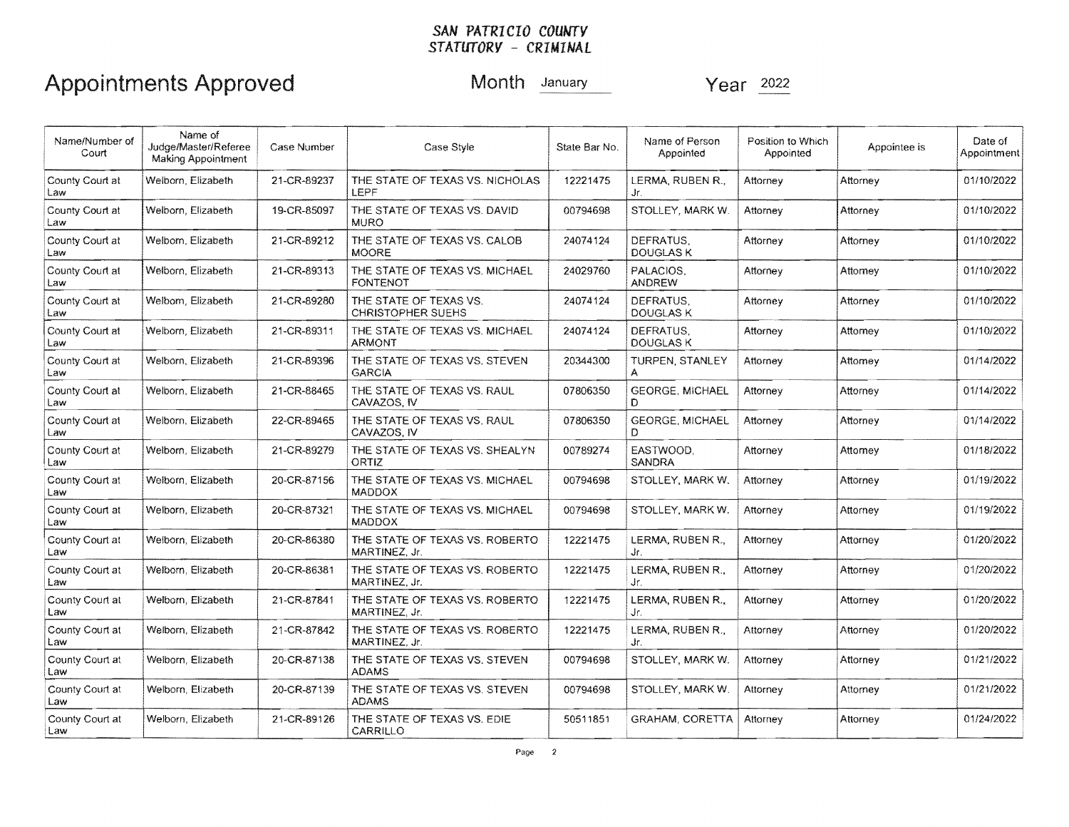**SAN PATRICIO COUNTY**
**STATUTORY - CRIMINAL**

# Appointments Approved

Month January Year 2022

| Name/Number of Court | Name of Judge/Master/Referee Making Appointment | Case Number | Case Style | State Bar No. | Name of Person Appointed | Position to Which Appointed | Appointee is | Date of Appointment |
|---|---|---|---|---|---|---|---|---|
| County Court at Law | Welborn, Elizabeth | 21-CR-89237 | THE STATE OF TEXAS VS. NICHOLAS LEPF | 12221475 | LERMA, RUBEN R., Jr. | Attorney | Attorney | 01/10/2022 |
| County Court at Law | Welborn, Elizabeth | 19-CR-85097 | THE STATE OF TEXAS VS. DAVID MURO | 00794698 | STOLLEY, MARK W. | Attorney | Attorney | 01/10/2022 |
| County Court at Law | Welborn, Elizabeth | 21-CR-89212 | THE STATE OF TEXAS VS. CALOB MOORE | 24074124 | DEFRATUS, DOUGLAS K | Attorney | Attorney | 01/10/2022 |
| County Court at Law | Welborn, Elizabeth | 21-CR-89313 | THE STATE OF TEXAS VS. MICHAEL FONTENOT | 24029760 | PALACIOS, ANDREW | Attorney | Attorney | 01/10/2022 |
| County Court at Law | Welborn, Elizabeth | 21-CR-89280 | THE STATE OF TEXAS VS. CHRISTOPHER SUEHS | 24074124 | DEFRATUS, DOUGLAS K | Attorney | Attorney | 01/10/2022 |
| County Court at Law | Welborn, Elizabeth | 21-CR-89311 | THE STATE OF TEXAS VS. MICHAEL ARMONT | 24074124 | DEFRATUS, DOUGLAS K | Attorney | Attorney | 01/10/2022 |
| County Court at Law | Welborn, Elizabeth | 21-CR-89396 | THE STATE OF TEXAS VS. STEVEN GARCIA | 20344300 | TURPEN, STANLEY A | Attorney | Attorney | 01/14/2022 |
| County Court at Law | Welborn, Elizabeth | 21-CR-88465 | THE STATE OF TEXAS VS. RAUL CAVAZOS, IV | 07806350 | GEORGE, MICHAEL D | Attorney | Attorney | 01/14/2022 |
| County Court at Law | Welborn, Elizabeth | 22-CR-89465 | THE STATE OF TEXAS VS. RAUL CAVAZOS, IV | 07806350 | GEORGE, MICHAEL D | Attorney | Attorney | 01/14/2022 |
| County Court at Law | Welborn, Elizabeth | 21-CR-89279 | THE STATE OF TEXAS VS. SHEALYN ORTIZ | 00789274 | EASTWOOD, SANDRA | Attorney | Attorney | 01/18/2022 |
| County Court at Law | Welborn, Elizabeth | 20-CR-87156 | THE STATE OF TEXAS VS. MICHAEL MADDOX | 00794698 | STOLLEY, MARK W. | Attorney | Attorney | 01/19/2022 |
| County Court at Law | Welborn, Elizabeth | 20-CR-87321 | THE STATE OF TEXAS VS. MICHAEL MADDOX | 00794698 | STOLLEY, MARK W. | Attorney | Attorney | 01/19/2022 |
| County Court at Law | Welborn, Elizabeth | 20-CR-86380 | THE STATE OF TEXAS VS. ROBERTO MARTINEZ, Jr. | 12221475 | LERMA, RUBEN R., Jr. | Attorney | Attorney | 01/20/2022 |
| County Court at Law | Welborn, Elizabeth | 20-CR-86381 | THE STATE OF TEXAS VS. ROBERTO MARTINEZ, Jr. | 12221475 | LERMA, RUBEN R., Jr. | Attorney | Attorney | 01/20/2022 |
| County Court at Law | Welborn, Elizabeth | 21-CR-87841 | THE STATE OF TEXAS VS. ROBERTO MARTINEZ, Jr. | 12221475 | LERMA, RUBEN R., Jr. | Attorney | Attorney | 01/20/2022 |
| County Court at Law | Welborn, Elizabeth | 21-CR-87842 | THE STATE OF TEXAS VS. ROBERTO MARTINEZ, Jr. | 12221475 | LERMA, RUBEN R., Jr. | Attorney | Attorney | 01/20/2022 |
| County Court at Law | Welborn, Elizabeth | 20-CR-87138 | THE STATE OF TEXAS VS. STEVEN ADAMS | 00794698 | STOLLEY, MARK W. | Attorney | Attorney | 01/21/2022 |
| County Court at Law | Welborn, Elizabeth | 20-CR-87139 | THE STATE OF TEXAS VS. STEVEN ADAMS | 00794698 | STOLLEY, MARK W. | Attorney | Attorney | 01/21/2022 |
| County Court at Law | Welborn, Elizabeth | 21-CR-89126 | THE STATE OF TEXAS VS. EDIE CARRILLO | 50511851 | GRAHAM, CORETTA | Attorney | Attorney | 01/24/2022 |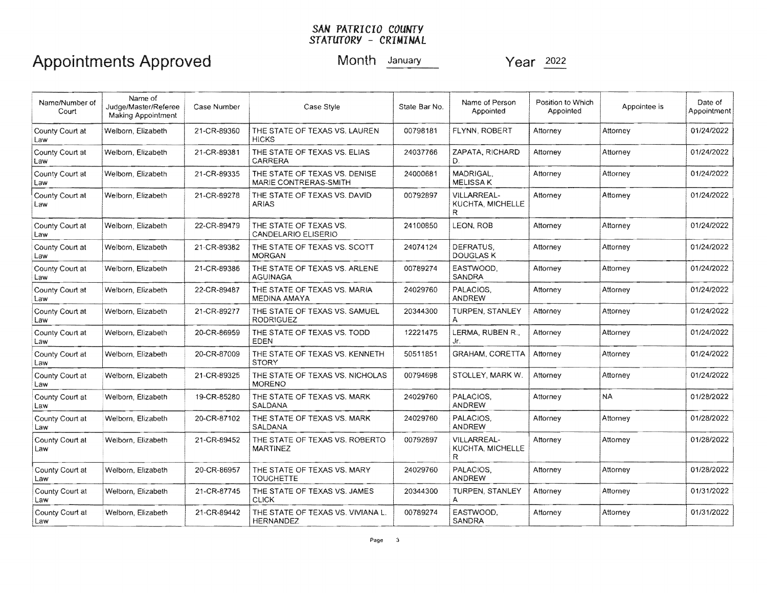**SAN PATRICIO COUNTY**
**STATUTORY - CRIMINAL**

# Appointments Approved

Month January Year 2022

| Name/Number of Court | Name of Judge/Master/Referee Making Appointment | Case Number | Case Style | State Bar No. | Name of Person Appointed | Position to Which Appointed | Appointee is | Date of Appointment |
|---|---|---|---|---|---|---|---|---|
| County Court at Law | Welborn, Elizabeth | 21-CR-89360 | THE STATE OF TEXAS VS. LAUREN HICKS | 00798181 | FLYNN, ROBERT | Attorney | Attorney | 01/24/2022 |
| County Court at Law | Welborn, Elizabeth | 21-CR-89381 | THE STATE OF TEXAS VS. ELIAS CARRERA | 24037766 | ZAPATA, RICHARD D. | Attorney | Attorney | 01/24/2022 |
| County Court at Law | Welborn, Elizabeth | 21-CR-89335 | THE STATE OF TEXAS VS. DENISE MARIE CONTRERAS-SMITH | 24000681 | MADRIGAL, MELISSA K | Attorney | Attorney | 01/24/2022 |
| County Court at Law | Welborn, Elizabeth | 21-CR-89278 | THE STATE OF TEXAS VS. DAVID ARIAS | 00792897 | VILLARREAL-KUCHTA, MICHELLE R | Attorney | Attorney | 01/24/2022 |
| County Court at Law | Welborn, Elizabeth | 22-CR-89479 | THE STATE OF TEXAS VS. CANDELARIO ELISERIO | 24100850 | LEON, ROB | Attorney | Attorney | 01/24/2022 |
| County Court at Law | Welborn, Elizabeth | 21-CR-89382 | THE STATE OF TEXAS VS. SCOTT MORGAN | 24074124 | DEFRATUS, DOUGLAS K | Attorney | Attorney | 01/24/2022 |
| County Court at Law | Welborn, Elizabeth | 21-CR-89386 | THE STATE OF TEXAS VS. ARLENE AGUINAGA | 00789274 | EASTWOOD, SANDRA | Attorney | Attorney | 01/24/2022 |
| County Court at Law | Welborn, Elizabeth | 22-CR-89487 | THE STATE OF TEXAS VS. MARIA MEDINA AMAYA | 24029760 | PALACIOS, ANDREW | Attorney | Attorney | 01/24/2022 |
| County Court at Law | Welborn, Elizabeth | 21-CR-89277 | THE STATE OF TEXAS VS. SAMUEL RODRIGUEZ | 20344300 | TURPEN, STANLEY A | Attorney | Attorney | 01/24/2022 |
| County Court at Law | Welborn, Elizabeth | 20-CR-86959 | THE STATE OF TEXAS VS. TODD EDEN | 12221475 | LERMA, RUBEN R., Jr. | Attorney | Attorney | 01/24/2022 |
| County Court at Law | Welborn, Elizabeth | 20-CR-87009 | THE STATE OF TEXAS VS. KENNETH STORY | 50511851 | GRAHAM, CORETTA | Attorney | Attorney | 01/24/2022 |
| County Court at Law | Welborn, Elizabeth | 21-CR-89325 | THE STATE OF TEXAS VS. NICHOLAS MORENO | 00794698 | STOLLEY, MARK W. | Attorney | Attorney | 01/24/2022 |
| County Court at Law | Welborn, Elizabeth | 19-CR-85280 | THE STATE OF TEXAS VS. MARK SALDANA | 24029760 | PALACIOS, ANDREW | Attorney | NA | 01/28/2022 |
| County Court at Law | Welborn, Elizabeth | 20-CR-87102 | THE STATE OF TEXAS VS. MARK SALDANA | 24029760 | PALACIOS, ANDREW | Attorney | Attorney | 01/28/2022 |
| County Court at Law | Welborn, Elizabeth | 21-CR-89452 | THE STATE OF TEXAS VS. ROBERTO MARTINEZ | 00792897 | VILLARREAL-KUCHTA, MICHELLE R | Attorney | Attorney | 01/28/2022 |
| County Court at Law | Welborn, Elizabeth | 20-CR-86957 | THE STATE OF TEXAS VS. MARY TOUCHETTE | 24029760 | PALACIOS, ANDREW | Attorney | Attorney | 01/28/2022 |
| County Court at Law | Welborn, Elizabeth | 21-CR-87745 | THE STATE OF TEXAS VS. JAMES CLICK | 20344300 | TURPEN, STANLEY A | Attorney | Attorney | 01/31/2022 |
| County Court at Law | Welborn, Elizabeth | 21-CR-89442 | THE STATE OF TEXAS VS. VIVIANA L. HERNANDEZ | 00789274 | EASTWOOD, SANDRA | Attorney | Attorney | 01/31/2022 |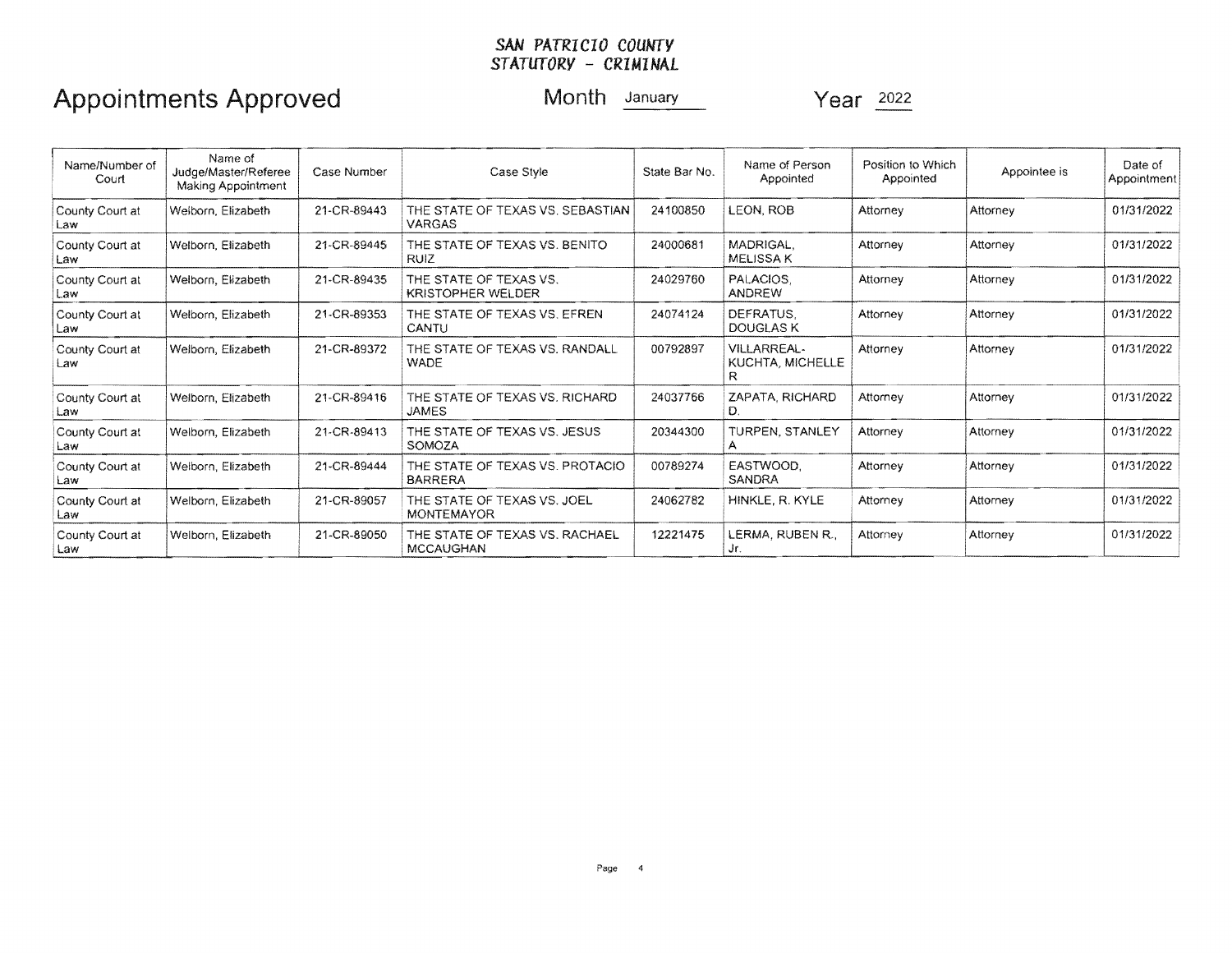**SAN PATRICIO COUNTY**
**STATUTORY - CRIMINAL**

# Appointments Approved

Month January Year 2022

| Name/Number of Court | Name of Judge/Master/Referee Making Appointment | Case Number | Case Style | State Bar No. | Name of Person Appointed | Position to Which Appointed | Appointee is | Date of Appointment |
|---|---|---|---|---|---|---|---|---|
| County Court at Law | Welborn, Elizabeth | 21-CR-89443 | THE STATE OF TEXAS VS. SEBASTIAN VARGAS | 24100850 | LEON, ROB | Attorney | Attorney | 01/31/2022 |
| County Court at Law | Welborn, Elizabeth | 21-CR-89445 | THE STATE OF TEXAS VS. BENITO RUIZ | 24000681 | MADRIGAL, MELISSA K | Attorney | Attorney | 01/31/2022 |
| County Court at Law | Welborn, Elizabeth | 21-CR-89435 | THE STATE OF TEXAS VS. KRISTOPHER WELDER | 24029760 | PALACIOS, ANDREW | Attorney | Attorney | 01/31/2022 |
| County Court at Law | Welborn, Elizabeth | 21-CR-89353 | THE STATE OF TEXAS VS. EFREN CANTU | 24074124 | DEFRATUS, DOUGLAS K | Attorney | Attorney | 01/31/2022 |
| County Court at Law | Welborn, Elizabeth | 21-CR-89372 | THE STATE OF TEXAS VS. RANDALL WADE | 00792897 | VILLARREAL-KUCHTA, MICHELLE R | Attorney | Attorney | 01/31/2022 |
| County Court at Law | Welborn, Elizabeth | 21-CR-89416 | THE STATE OF TEXAS VS. RICHARD JAMES | 24037766 | ZAPATA, RICHARD D. | Attorney | Attorney | 01/31/2022 |
| County Court at Law | Welborn, Elizabeth | 21-CR-89413 | THE STATE OF TEXAS VS. JESUS SOMOZA | 20344300 | TURPEN, STANLEY A | Attorney | Attorney | 01/31/2022 |
| County Court at Law | Welborn, Elizabeth | 21-CR-89444 | THE STATE OF TEXAS VS. PROTACIO BARRERA | 00789274 | EASTWOOD, SANDRA | Attorney | Attorney | 01/31/2022 |
| County Court at Law | Welborn, Elizabeth | 21-CR-89057 | THE STATE OF TEXAS VS. JOEL MONTEMAYOR | 24062782 | HINKLE, R. KYLE | Attorney | Attorney | 01/31/2022 |
| County Court at Law | Welborn, Elizabeth | 21-CR-89050 | THE STATE OF TEXAS VS. RACHAEL MCCAUGHAN | 12221475 | LERMA, RUBEN R., Jr. | Attorney | Attorney | 01/31/2022 |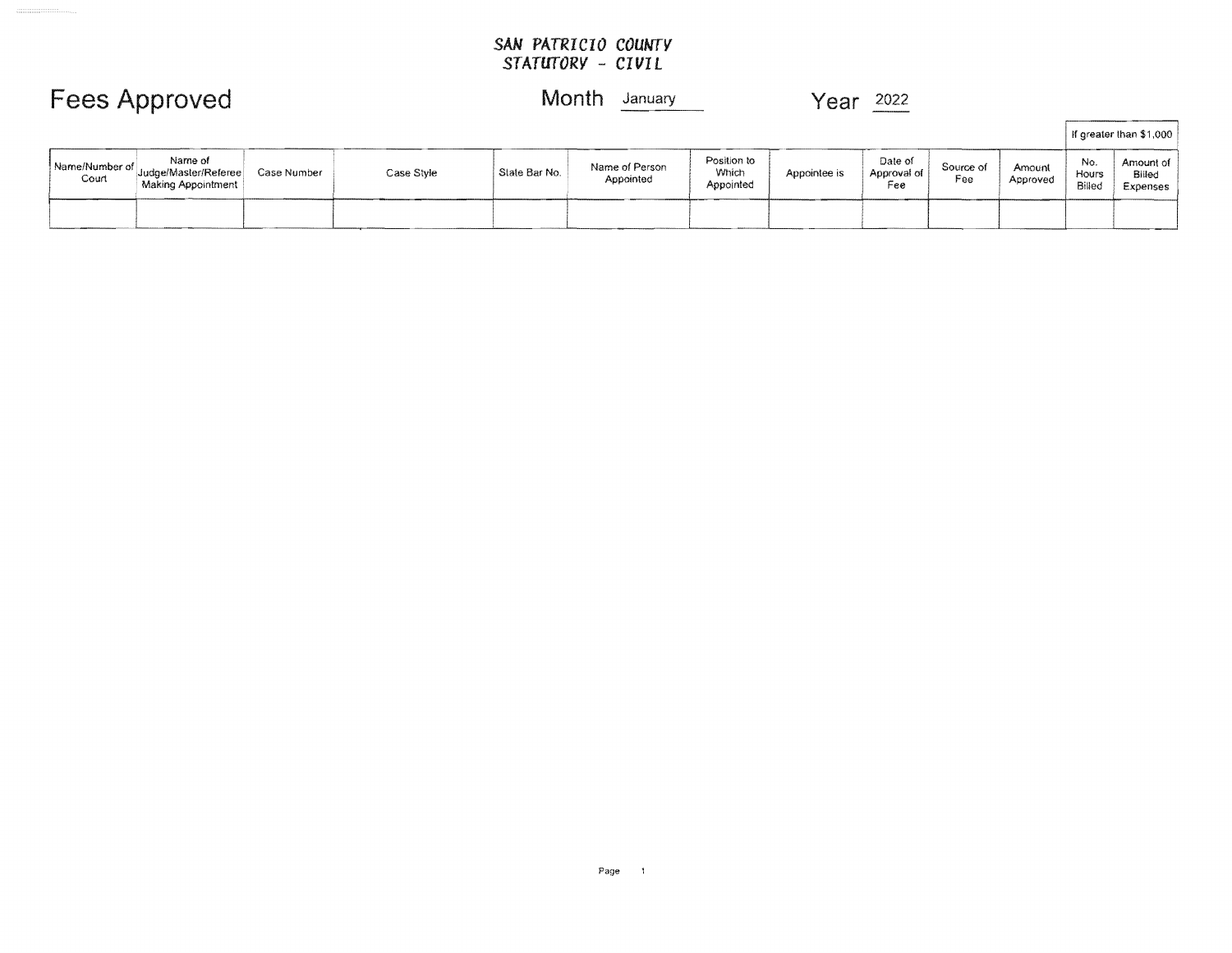**SAN PATRICIO COUNTY**
**STATUTORY - CIVIL**

# Fees Approved

Month January

Year 2022

| Name/Number of Court | Name of Judge/Master/Referee Making Appointment | Case Number | Case Style | State Bar No. | Name of Person Appointed | Position to Which Appointed | Appointee is | Date of Approval of Fee | Source of Fee | Amount Approved | If greater than $1,000 | |
|---|---|---|---|---|---|---|---|---|---|---|---|---|
| | | | | | | | | | | | No. Hours Billed | Amount of Billed Expenses |
| | | | | | | | | | | | | |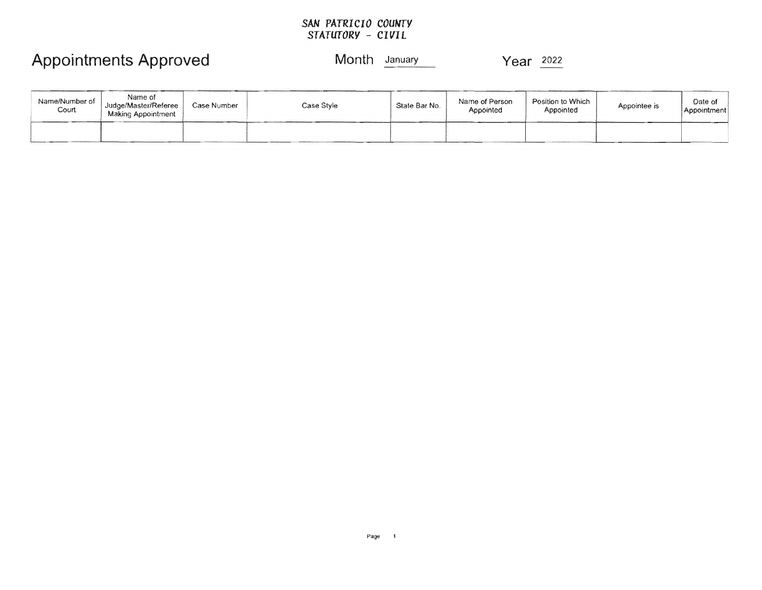SAN PATRICIO COUNTY
STATUTORY - CIVIL

# Appointments Approved

Month January

Year 2022

| Name/Number of Court | Name of Judge/Master/Referee Making Appointment | Case Number | Case Style | State Bar No. | Name of Person Appointed | Position to Which Appointed | Appointee is | Date of Appointment |
|---|---|---|---|---|---|---|---|---|
| | | | | | | | | |